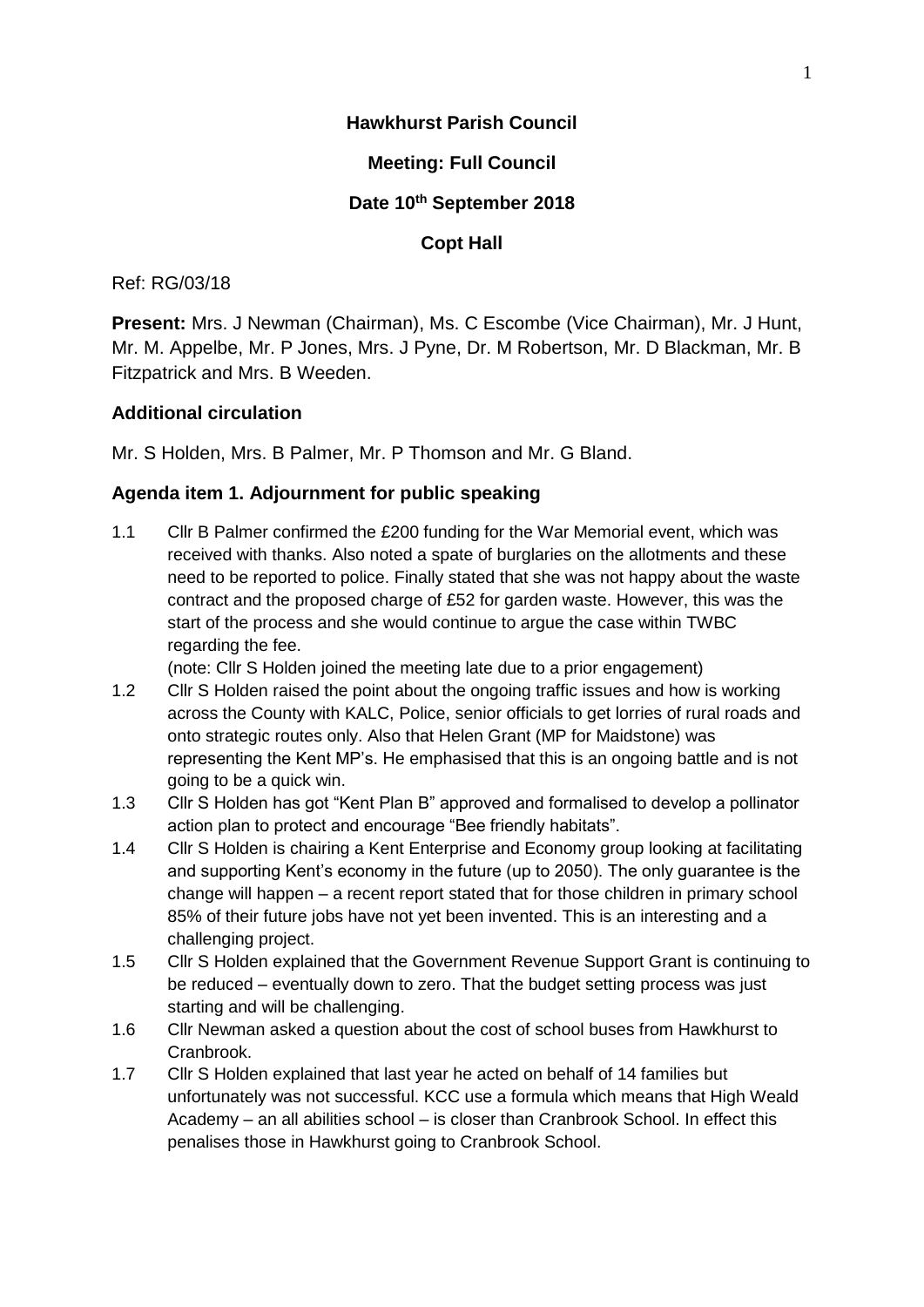**Hawkhurst Parish Council**

**Meeting: Full Council**

**Date 10th September 2018**

**Copt Hall**

Ref: RG/03/18

**Present:** Mrs. J Newman (Chairman), Ms. C Escombe (Vice Chairman), Mr. J Hunt, Mr. M. Appelbe, Mr. P Jones, Mrs. J Pyne, Dr. M Robertson, Mr. D Blackman, Mr. B Fitzpatrick and Mrs. B Weeden.

### Additional circulation

Mr. S Holden, Mrs. B Palmer, Mr. P Thomson and Mr. G Bland.

### Agenda item 1. Adjournment for public speaking

1.1 Cllr B Palmer confirmed the £200 funding for the War Memorial event, which was received with thanks. Also noted a spate of burglaries on the allotments and these need to be reported to police. Finally stated that she was not happy about the waste contract and the proposed charge of £52 for garden waste. However, this was the start of the process and she would continue to argue the case within TWBC regarding the fee.
(note: Cllr S Holden joined the meeting late due to a prior engagement)

1.2 Cllr S Holden raised the point about the ongoing traffic issues and how is working across the County with KALC, Police, senior officials to get lorries of rural roads and onto strategic routes only. Also that Helen Grant (MP for Maidstone) was representing the Kent MP's. He emphasised that this is an ongoing battle and is not going to be a quick win.

1.3 Cllr S Holden has got "Kent Plan B" approved and formalised to develop a pollinator action plan to protect and encourage "Bee friendly habitats".

1.4 Cllr S Holden is chairing a Kent Enterprise and Economy group looking at facilitating and supporting Kent's economy in the future (up to 2050). The only guarantee is the change will happen – a recent report stated that for those children in primary school 85% of their future jobs have not yet been invented. This is an interesting and a challenging project.

1.5 Cllr S Holden explained that the Government Revenue Support Grant is continuing to be reduced – eventually down to zero. That the budget setting process was just starting and will be challenging.

1.6 Cllr Newman asked a question about the cost of school buses from Hawkhurst to Cranbrook.

1.7 Cllr S Holden explained that last year he acted on behalf of 14 families but unfortunately was not successful. KCC use a formula which means that High Weald Academy – an all abilities school – is closer than Cranbrook School. In effect this penalises those in Hawkhurst going to Cranbrook School.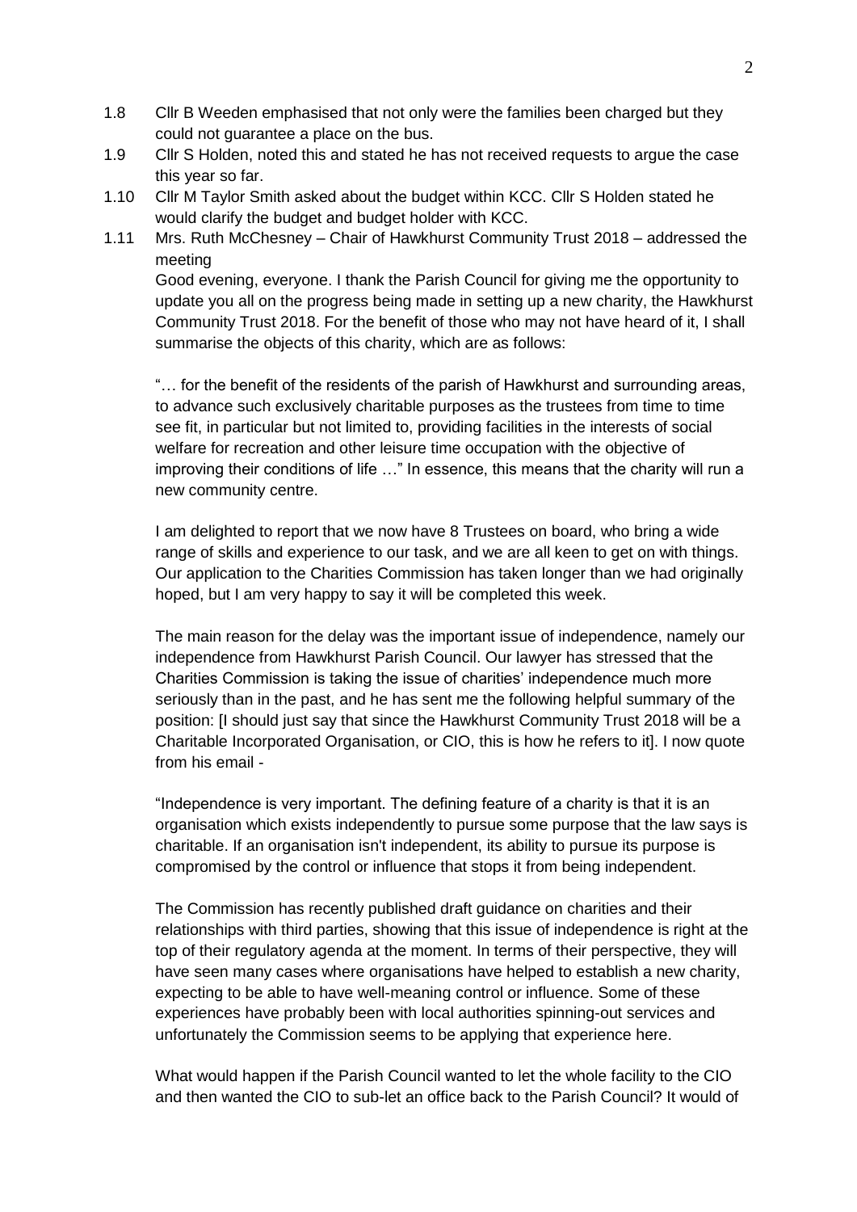1.8 Cllr B Weeden emphasised that not only were the families been charged but they could not guarantee a place on the bus.

1.9 Cllr S Holden, noted this and stated he has not received requests to argue the case this year so far.

1.10 Cllr M Taylor Smith asked about the budget within KCC. Cllr S Holden stated he would clarify the budget and budget holder with KCC.

1.11 Mrs. Ruth McChesney – Chair of Hawkhurst Community Trust 2018 – addressed the meeting

Good evening, everyone. I thank the Parish Council for giving me the opportunity to update you all on the progress being made in setting up a new charity, the Hawkhurst Community Trust 2018. For the benefit of those who may not have heard of it, I shall summarise the objects of this charity, which are as follows:

"… for the benefit of the residents of the parish of Hawkhurst and surrounding areas, to advance such exclusively charitable purposes as the trustees from time to time see fit, in particular but not limited to, providing facilities in the interests of social welfare for recreation and other leisure time occupation with the objective of improving their conditions of life …" In essence, this means that the charity will run a new community centre.

I am delighted to report that we now have 8 Trustees on board, who bring a wide range of skills and experience to our task, and we are all keen to get on with things. Our application to the Charities Commission has taken longer than we had originally hoped, but I am very happy to say it will be completed this week.

The main reason for the delay was the important issue of independence, namely our independence from Hawkhurst Parish Council. Our lawyer has stressed that the Charities Commission is taking the issue of charities' independence much more seriously than in the past, and he has sent me the following helpful summary of the position: [I should just say that since the Hawkhurst Community Trust 2018 will be a Charitable Incorporated Organisation, or CIO, this is how he refers to it]. I now quote from his email -

"Independence is very important. The defining feature of a charity is that it is an organisation which exists independently to pursue some purpose that the law says is charitable. If an organisation isn't independent, its ability to pursue its purpose is compromised by the control or influence that stops it from being independent.

The Commission has recently published draft guidance on charities and their relationships with third parties, showing that this issue of independence is right at the top of their regulatory agenda at the moment. In terms of their perspective, they will have seen many cases where organisations have helped to establish a new charity, expecting to be able to have well-meaning control or influence. Some of these experiences have probably been with local authorities spinning-out services and unfortunately the Commission seems to be applying that experience here.

What would happen if the Parish Council wanted to let the whole facility to the CIO and then wanted the CIO to sub-let an office back to the Parish Council? It would of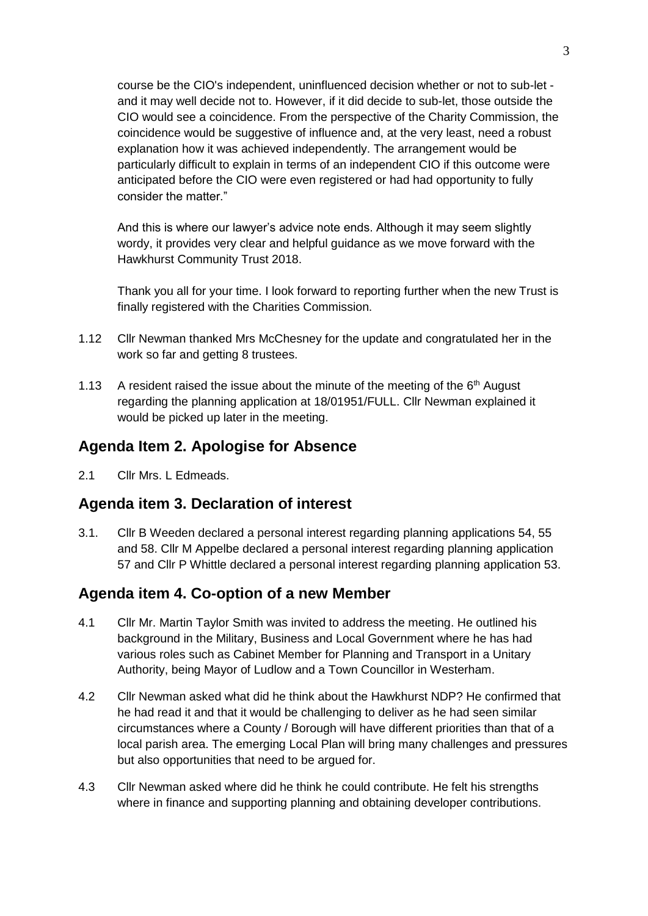course be the CIO's independent, uninfluenced decision whether or not to sub-let - and it may well decide not to. However, if it did decide to sub-let, those outside the CIO would see a coincidence. From the perspective of the Charity Commission, the coincidence would be suggestive of influence and, at the very least, need a robust explanation how it was achieved independently. The arrangement would be particularly difficult to explain in terms of an independent CIO if this outcome were anticipated before the CIO were even registered or had had opportunity to fully consider the matter."

And this is where our lawyer's advice note ends. Although it may seem slightly wordy, it provides very clear and helpful guidance as we move forward with the Hawkhurst Community Trust 2018.

Thank you all for your time. I look forward to reporting further when the new Trust is finally registered with the Charities Commission.

1.12 Cllr Newman thanked Mrs McChesney for the update and congratulated her in the work so far and getting 8 trustees.

1.13 A resident raised the issue about the minute of the meeting of the 6th August regarding the planning application at 18/01951/FULL. Cllr Newman explained it would be picked up later in the meeting.

## Agenda Item 2. Apologise for Absence

2.1 Cllr Mrs. L Edmeads.

## Agenda item 3. Declaration of interest

3.1. Cllr B Weeden declared a personal interest regarding planning applications 54, 55 and 58. Cllr M Appelbe declared a personal interest regarding planning application 57 and Cllr P Whittle declared a personal interest regarding planning application 53.

## Agenda item 4. Co-option of a new Member

4.1 Cllr Mr. Martin Taylor Smith was invited to address the meeting. He outlined his background in the Military, Business and Local Government where he has had various roles such as Cabinet Member for Planning and Transport in a Unitary Authority, being Mayor of Ludlow and a Town Councillor in Westerham.

4.2 Cllr Newman asked what did he think about the Hawkhurst NDP? He confirmed that he had read it and that it would be challenging to deliver as he had seen similar circumstances where a County / Borough will have different priorities than that of a local parish area. The emerging Local Plan will bring many challenges and pressures but also opportunities that need to be argued for.

4.3 Cllr Newman asked where did he think he could contribute. He felt his strengths where in finance and supporting planning and obtaining developer contributions.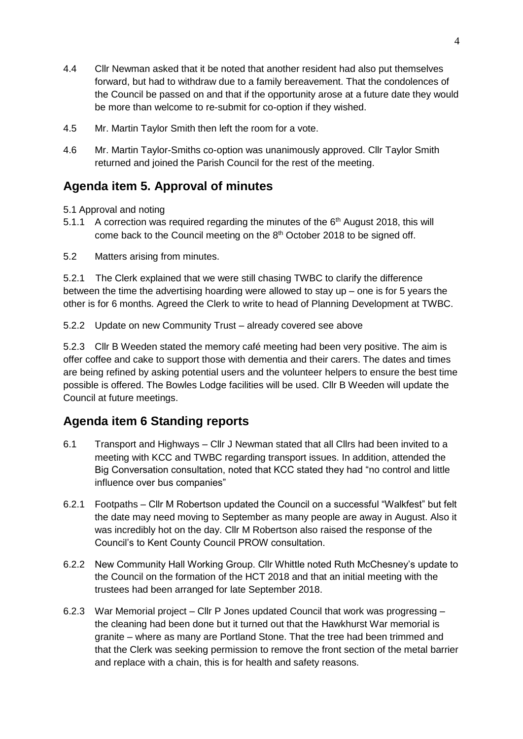4.4 Cllr Newman asked that it be noted that another resident had also put themselves forward, but had to withdraw due to a family bereavement. That the condolences of the Council be passed on and that if the opportunity arose at a future date they would be more than welcome to re-submit for co-option if they wished.

4.5 Mr. Martin Taylor Smith then left the room for a vote.

4.6 Mr. Martin Taylor-Smiths co-option was unanimously approved. Cllr Taylor Smith returned and joined the Parish Council for the rest of the meeting.

## Agenda item 5. Approval of minutes

5.1 Approval and noting

5.1.1 A correction was required regarding the minutes of the 6th August 2018, this will come back to the Council meeting on the 8th October 2018 to be signed off.

5.2 Matters arising from minutes.

5.2.1 The Clerk explained that we were still chasing TWBC to clarify the difference between the time the advertising hoarding were allowed to stay up – one is for 5 years the other is for 6 months. Agreed the Clerk to write to head of Planning Development at TWBC.

5.2.2 Update on new Community Trust – already covered see above

5.2.3 Cllr B Weeden stated the memory café meeting had been very positive. The aim is offer coffee and cake to support those with dementia and their carers. The dates and times are being refined by asking potential users and the volunteer helpers to ensure the best time possible is offered. The Bowles Lodge facilities will be used. Cllr B Weeden will update the Council at future meetings.

## Agenda item 6 Standing reports

6.1 Transport and Highways – Cllr J Newman stated that all Cllrs had been invited to a meeting with KCC and TWBC regarding transport issues. In addition, attended the Big Conversation consultation, noted that KCC stated they had "no control and little influence over bus companies"

6.2.1 Footpaths – Cllr M Robertson updated the Council on a successful "Walkfest" but felt the date may need moving to September as many people are away in August. Also it was incredibly hot on the day. Cllr M Robertson also raised the response of the Council's to Kent County Council PROW consultation.

6.2.2 New Community Hall Working Group. Cllr Whittle noted Ruth McChesney's update to the Council on the formation of the HCT 2018 and that an initial meeting with the trustees had been arranged for late September 2018.

6.2.3 War Memorial project – Cllr P Jones updated Council that work was progressing – the cleaning had been done but it turned out that the Hawkhurst War memorial is granite – where as many are Portland Stone. That the tree had been trimmed and that the Clerk was seeking permission to remove the front section of the metal barrier and replace with a chain, this is for health and safety reasons.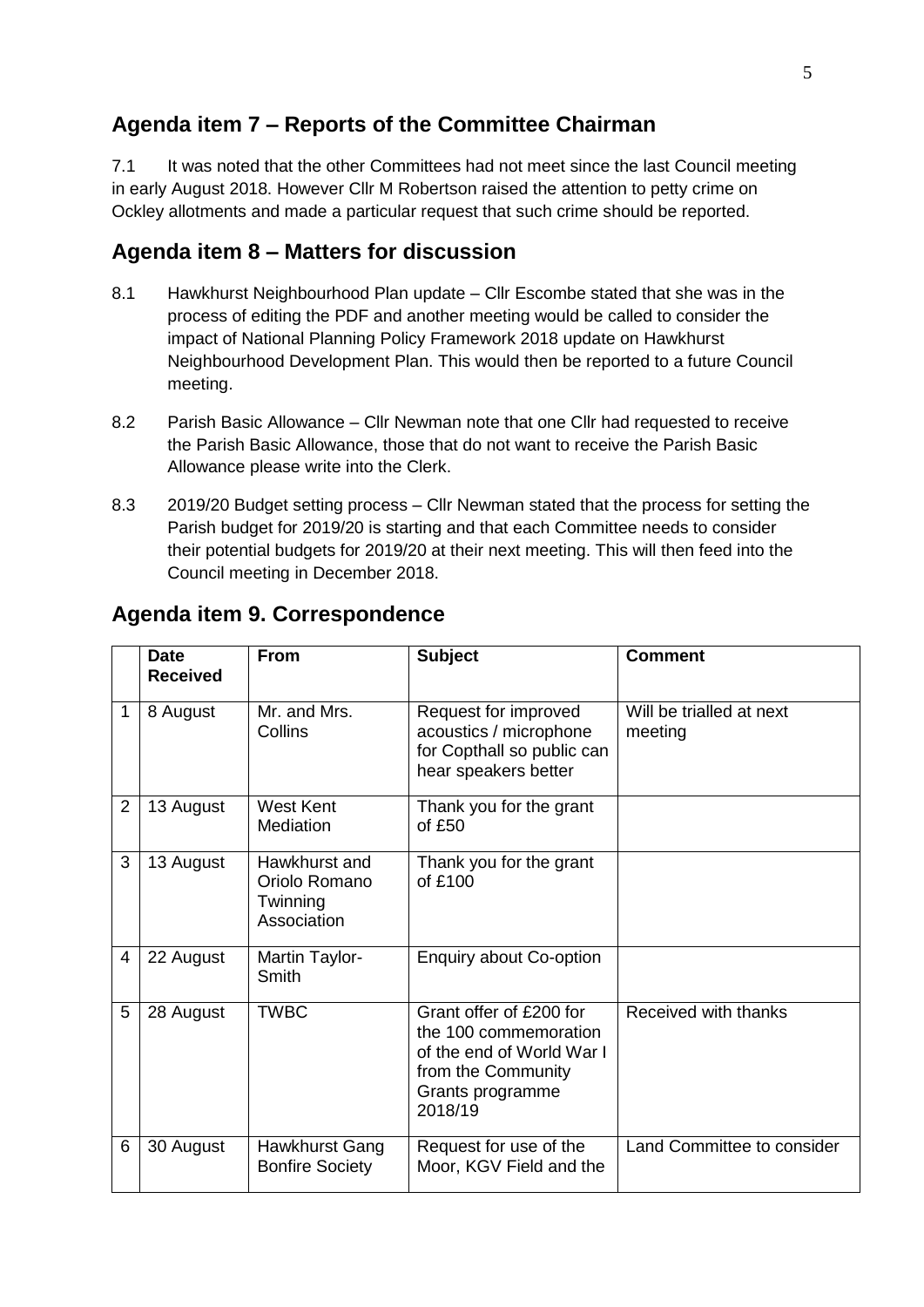## Agenda item 7 – Reports of the Committee Chairman

7.1 It was noted that the other Committees had not meet since the last Council meeting in early August 2018. However Cllr M Robertson raised the attention to petty crime on Ockley allotments and made a particular request that such crime should be reported.

## Agenda item 8 – Matters for discussion

8.1 Hawkhurst Neighbourhood Plan update – Cllr Escombe stated that she was in the process of editing the PDF and another meeting would be called to consider the impact of National Planning Policy Framework 2018 update on Hawkhurst Neighbourhood Development Plan. This would then be reported to a future Council meeting.

8.2 Parish Basic Allowance – Cllr Newman note that one Cllr had requested to receive the Parish Basic Allowance, those that do not want to receive the Parish Basic Allowance please write into the Clerk.

8.3 2019/20 Budget setting process – Cllr Newman stated that the process for setting the Parish budget for 2019/20 is starting and that each Committee needs to consider their potential budgets for 2019/20 at their next meeting. This will then feed into the Council meeting in December 2018.

## Agenda item 9. Correspondence

| | Date Received | From | Subject | Comment |
|---|---|---|---|---|
| 1 | 8 August | Mr. and Mrs. Collins | Request for improved acoustics / microphone for Copthall so public can hear speakers better | Will be trialled at next meeting |
| 2 | 13 August | West Kent Mediation | Thank you for the grant of £50 | |
| 3 | 13 August | Hawkhurst and Oriolo Romano Twinning Association | Thank you for the grant of £100 | |
| 4 | 22 August | Martin Taylor-Smith | Enquiry about Co-option | |
| 5 | 28 August | TWBC | Grant offer of £200 for the 100 commemoration of the end of World War I from the Community Grants programme 2018/19 | Received with thanks |
| 6 | 30 August | Hawkhurst Gang Bonfire Society | Request for use of the Moor, KGV Field and the | Land Committee to consider |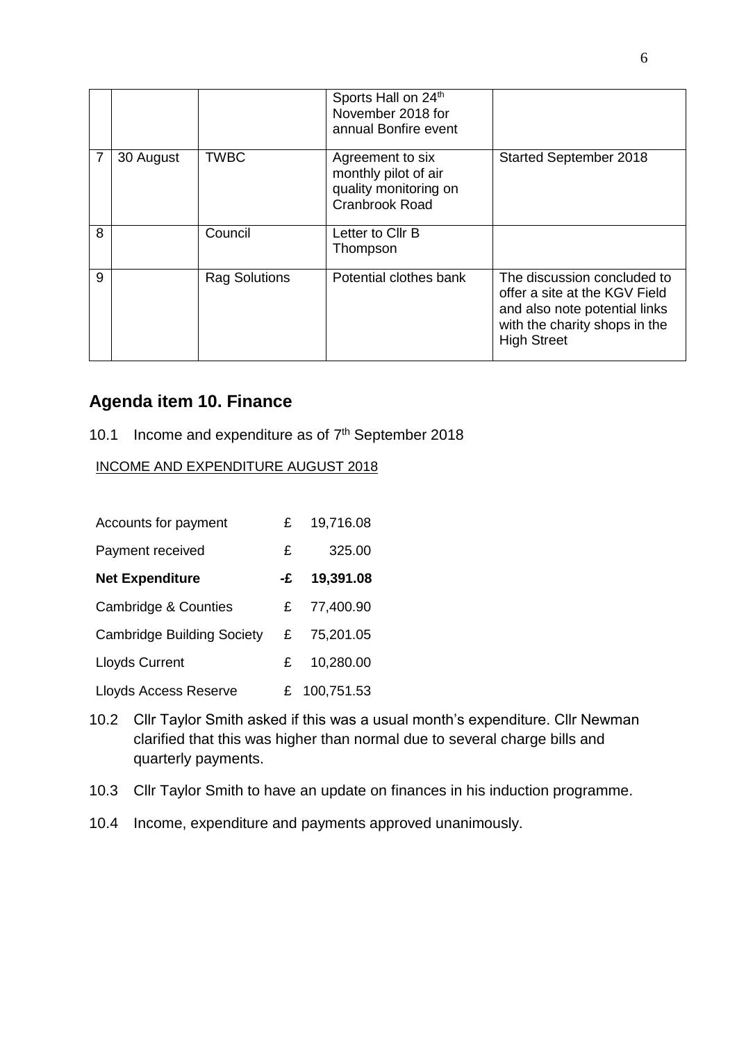|   |   |   | Sports Hall on 24th November 2018 for annual Bonfire event |   |
|---|---|---|---|---|
| 7 | 30 August | TWBC | Agreement to six monthly pilot of air quality monitoring on Cranbrook Road | Started September 2018 |
| 8 |   | Council | Letter to Cllr B Thompson |   |
| 9 |   | Rag Solutions | Potential clothes bank | The discussion concluded to offer a site at the KGV Field and also note potential links with the charity shops in the High Street |

## Agenda item 10. Finance

10.1 Income and expenditure as of 7th September 2018

INCOME AND EXPENDITURE AUGUST 2018

|   |   |   |
|---|---|---|
| Accounts for payment | £ | 19,716.08 |
| Payment received | £ | 325.00 |
| **Net Expenditure** | **-£** | **19,391.08** |
| Cambridge & Counties | £ | 77,400.90 |
| Cambridge Building Society | £ | 75,201.05 |
| Lloyds Current | £ | 10,280.00 |
| Lloyds Access Reserve | £ | 100,751.53 |

10.2 Cllr Taylor Smith asked if this was a usual month's expenditure. Cllr Newman clarified that this was higher than normal due to several charge bills and quarterly payments.

10.3 Cllr Taylor Smith to have an update on finances in his induction programme.

10.4 Income, expenditure and payments approved unanimously.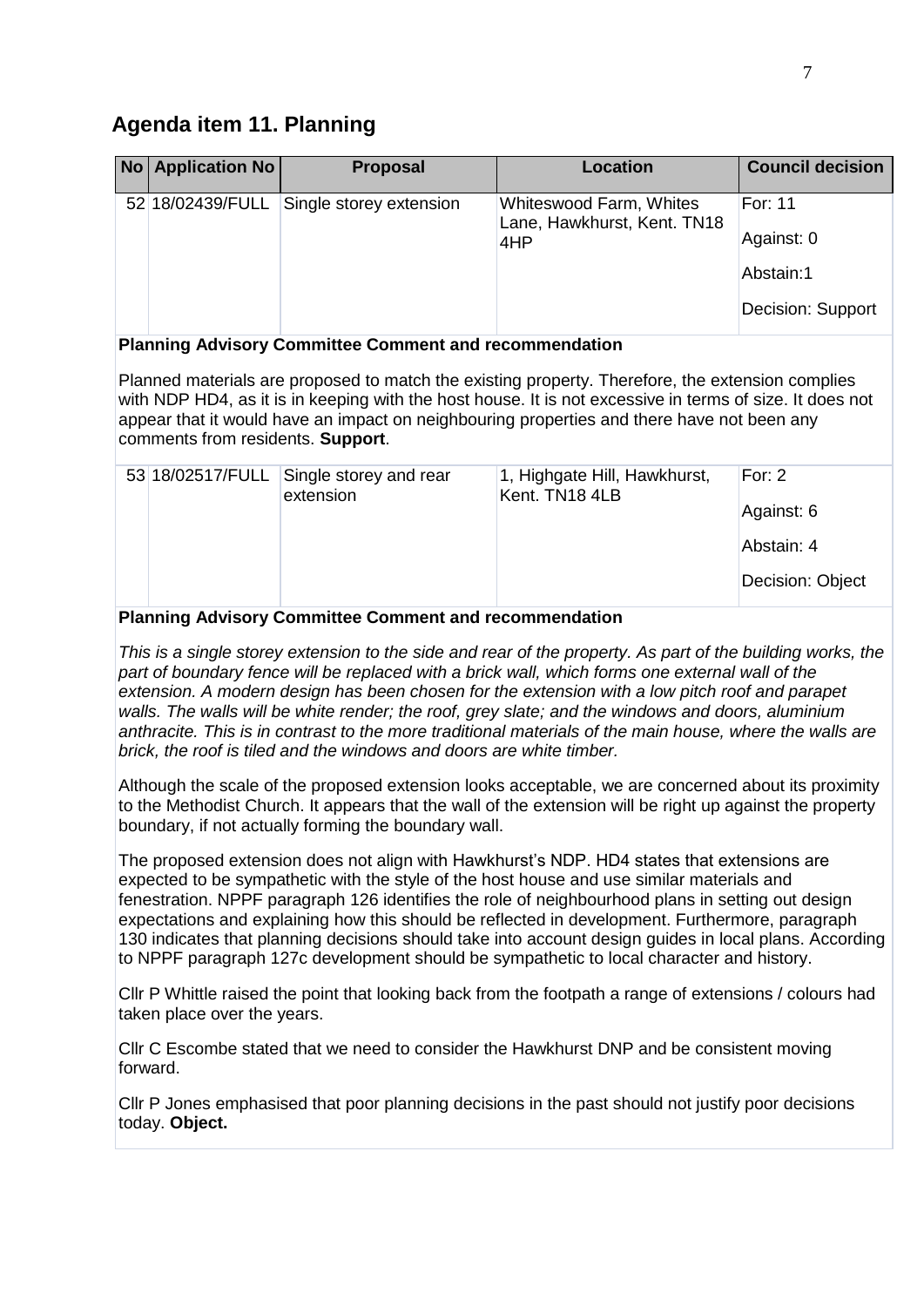## Agenda item 11. Planning

| No | Application No | Proposal | Location | Council decision |
|---|---|---|---|---|
| 52 | 18/02439/FULL | Single storey extension | Whiteswood Farm, Whites Lane, Hawkhurst, Kent. TN18 4HP | For: 11<br>Against: 0<br>Abstain:1<br>Decision: Support |

**Planning Advisory Committee Comment and recommendation**

Planned materials are proposed to match the existing property. Therefore, the extension complies with NDP HD4, as it is in keeping with the host house. It is not excessive in terms of size. It does not appear that it would have an impact on neighbouring properties and there have not been any comments from residents. **Support**.

| No | Application No | Proposal | Location | Council decision |
|---|---|---|---|---|
| 53 | 18/02517/FULL | Single storey and rear extension | 1, Highgate Hill, Hawkhurst, Kent. TN18 4LB | For: 2<br>Against: 6<br>Abstain: 4<br>Decision: Object |

**Planning Advisory Committee Comment and recommendation**

*This is a single storey extension to the side and rear of the property. As part of the building works, the part of boundary fence will be replaced with a brick wall, which forms one external wall of the extension. A modern design has been chosen for the extension with a low pitch roof and parapet walls. The walls will be white render; the roof, grey slate; and the windows and doors, aluminium anthracite. This is in contrast to the more traditional materials of the main house, where the walls are brick, the roof is tiled and the windows and doors are white timber.*

Although the scale of the proposed extension looks acceptable, we are concerned about its proximity to the Methodist Church. It appears that the wall of the extension will be right up against the property boundary, if not actually forming the boundary wall.

The proposed extension does not align with Hawkhurst's NDP. HD4 states that extensions are expected to be sympathetic with the style of the host house and use similar materials and fenestration. NPPF paragraph 126 identifies the role of neighbourhood plans in setting out design expectations and explaining how this should be reflected in development. Furthermore, paragraph 130 indicates that planning decisions should take into account design guides in local plans. According to NPPF paragraph 127c development should be sympathetic to local character and history.

Cllr P Whittle raised the point that looking back from the footpath a range of extensions / colours had taken place over the years.

Cllr C Escombe stated that we need to consider the Hawkhurst DNP and be consistent moving forward.

Cllr P Jones emphasised that poor planning decisions in the past should not justify poor decisions today. **Object.**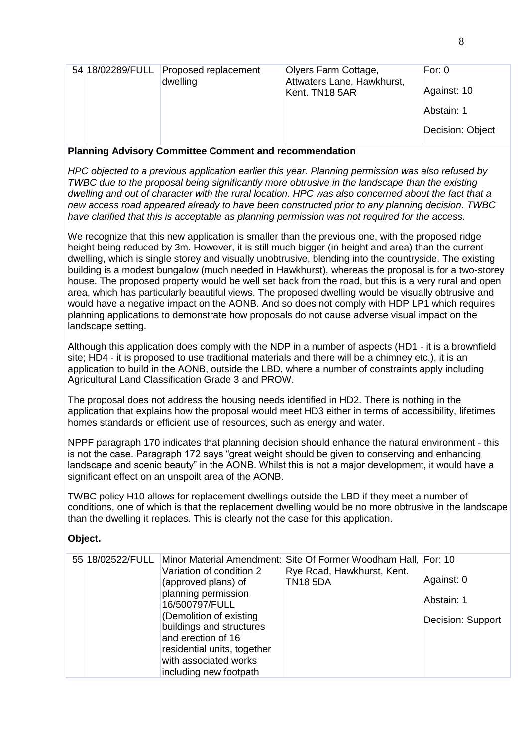| | | | | |
|---|---|---|---|---|
| 54 | 18/02289/FULL | Proposed replacement dwelling | Olyers Farm Cottage, Attwaters Lane, Hawkhurst, Kent. TN18 5AR | For: 0<br>Against: 10<br>Abstain: 1<br>Decision: Object |

**Planning Advisory Committee Comment and recommendation**

*HPC objected to a previous application earlier this year. Planning permission was also refused by TWBC due to the proposal being significantly more obtrusive in the landscape than the existing dwelling and out of character with the rural location. HPC was also concerned about the fact that a new access road appeared already to have been constructed prior to any planning decision. TWBC have clarified that this is acceptable as planning permission was not required for the access.*

We recognize that this new application is smaller than the previous one, with the proposed ridge height being reduced by 3m. However, it is still much bigger (in height and area) than the current dwelling, which is single storey and visually unobtrusive, blending into the countryside. The existing building is a modest bungalow (much needed in Hawkhurst), whereas the proposal is for a two-storey house. The proposed property would be well set back from the road, but this is a very rural and open area, which has particularly beautiful views. The proposed dwelling would be visually obtrusive and would have a negative impact on the AONB. And so does not comply with HDP LP1 which requires planning applications to demonstrate how proposals do not cause adverse visual impact on the landscape setting.

Although this application does comply with the NDP in a number of aspects (HD1 - it is a brownfield site; HD4 - it is proposed to use traditional materials and there will be a chimney etc.), it is an application to build in the AONB, outside the LBD, where a number of constraints apply including Agricultural Land Classification Grade 3 and PROW.

The proposal does not address the housing needs identified in HD2. There is nothing in the application that explains how the proposal would meet HD3 either in terms of accessibility, lifetimes homes standards or efficient use of resources, such as energy and water.

NPPF paragraph 170 indicates that planning decision should enhance the natural environment - this is not the case. Paragraph 172 says "great weight should be given to conserving and enhancing landscape and scenic beauty" in the AONB. Whilst this is not a major development, it would have a significant effect on an unspoilt area of the AONB.

TWBC policy H10 allows for replacement dwellings outside the LBD if they meet a number of conditions, one of which is that the replacement dwelling would be no more obtrusive in the landscape than the dwelling it replaces. This is clearly not the case for this application.

**Object.**

| | | | | |
|---|---|---|---|---|
| 55 | 18/02522/FULL | Minor Material Amendment: Variation of condition 2 (approved plans) of planning permission 16/500797/FULL (Demolition of existing buildings and structures and erection of 16 residential units, together with associated works including new footpath | Site Of Former Woodham Hall, Rye Road, Hawkhurst, Kent. TN18 5DA | For: 10<br>Against: 0<br>Abstain: 1<br>Decision: Support |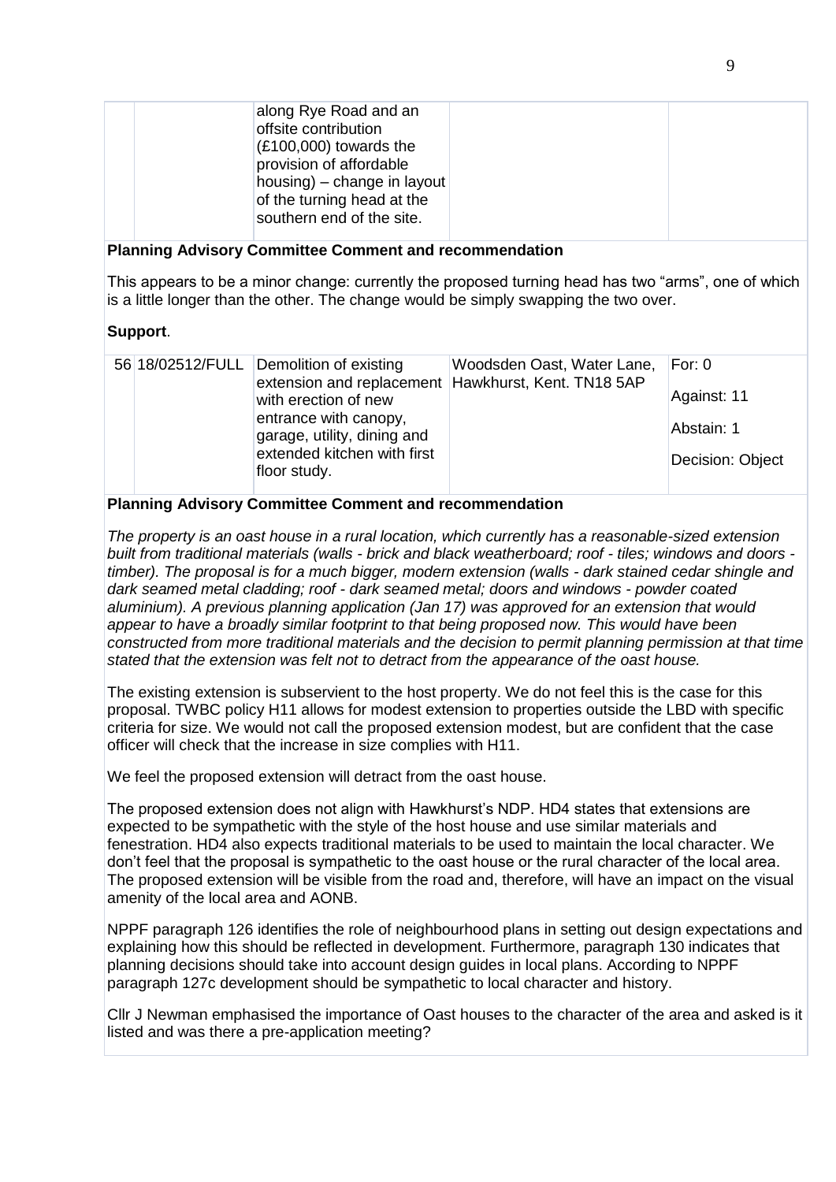|  |  | along Rye Road and an offsite contribution (£100,000) towards the provision of affordable housing) – change in layout of the turning head at the southern end of the site. |  |  |
|---|---|---|---|---|

**Planning Advisory Committee Comment and recommendation**

This appears to be a minor change: currently the proposed turning head has two "arms", one of which is a little longer than the other. The change would be simply swapping the two over.

**Support**.

| 56 | 18/02512/FULL | Demolition of existing extension and replacement with erection of new entrance with canopy, garage, utility, dining and extended kitchen with first floor study. | Woodsden Oast, Water Lane, Hawkhurst, Kent. TN18 5AP | For: 0<br>Against: 11<br>Abstain: 1<br>Decision: Object |
|---|---|---|---|---|

**Planning Advisory Committee Comment and recommendation**

*The property is an oast house in a rural location, which currently has a reasonable-sized extension built from traditional materials (walls - brick and black weatherboard; roof - tiles; windows and doors - timber). The proposal is for a much bigger, modern extension (walls - dark stained cedar shingle and dark seamed metal cladding; roof - dark seamed metal; doors and windows - powder coated aluminium). A previous planning application (Jan 17) was approved for an extension that would appear to have a broadly similar footprint to that being proposed now. This would have been constructed from more traditional materials and the decision to permit planning permission at that time stated that the extension was felt not to detract from the appearance of the oast house.*

The existing extension is subservient to the host property. We do not feel this is the case for this proposal. TWBC policy H11 allows for modest extension to properties outside the LBD with specific criteria for size. We would not call the proposed extension modest, but are confident that the case officer will check that the increase in size complies with H11.

We feel the proposed extension will detract from the oast house.

The proposed extension does not align with Hawkhurst's NDP. HD4 states that extensions are expected to be sympathetic with the style of the host house and use similar materials and fenestration. HD4 also expects traditional materials to be used to maintain the local character. We don't feel that the proposal is sympathetic to the oast house or the rural character of the local area. The proposed extension will be visible from the road and, therefore, will have an impact on the visual amenity of the local area and AONB.

NPPF paragraph 126 identifies the role of neighbourhood plans in setting out design expectations and explaining how this should be reflected in development. Furthermore, paragraph 130 indicates that planning decisions should take into account design guides in local plans. According to NPPF paragraph 127c development should be sympathetic to local character and history.

Cllr J Newman emphasised the importance of Oast houses to the character of the area and asked is it listed and was there a pre-application meeting?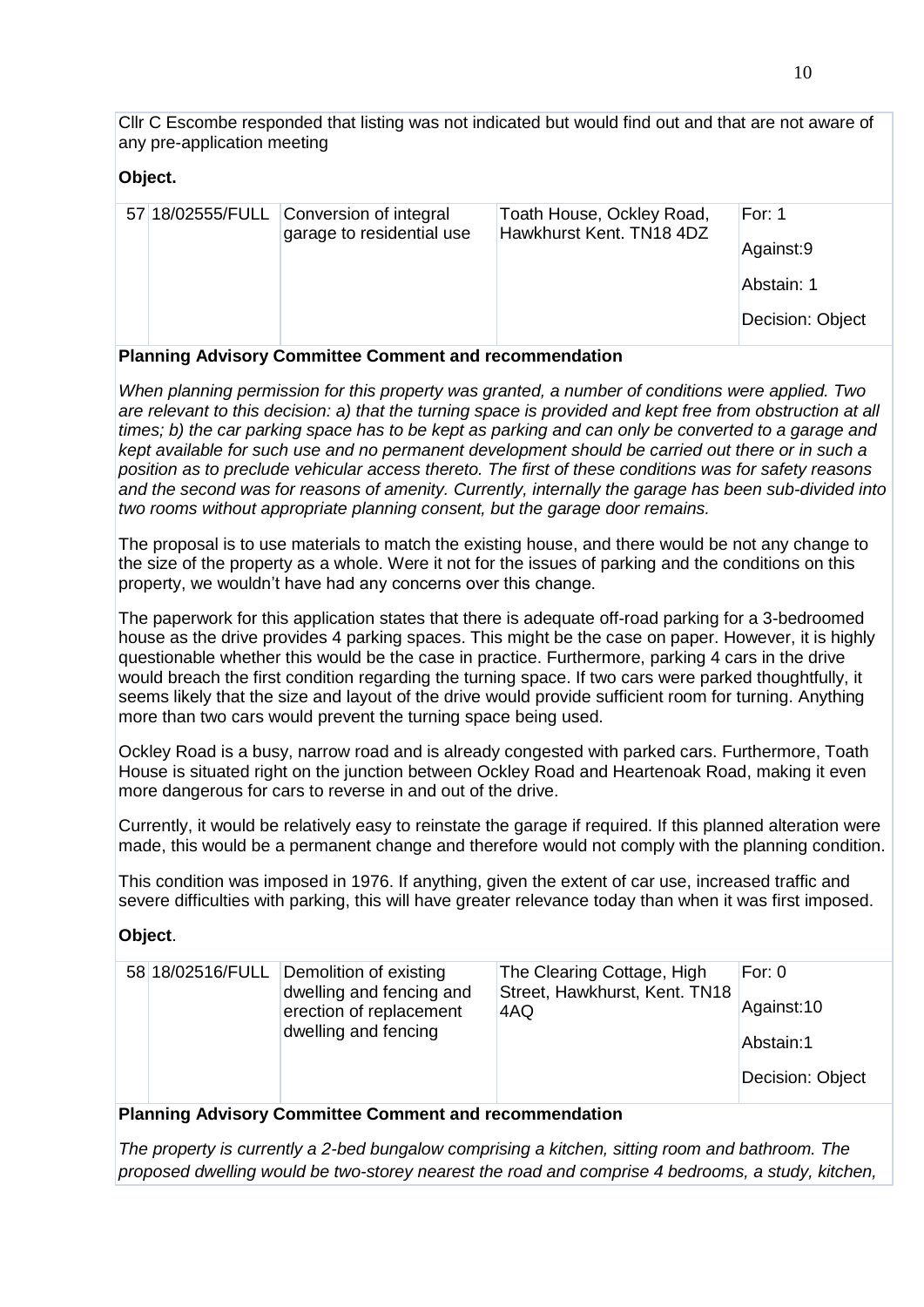Cllr C Escombe responded that listing was not indicated but would find out and that are not aware of any pre-application meeting

**Object.**

| 57 | 18/02555/FULL | Conversion of integral garage to residential use | Toath House, Ockley Road, Hawkhurst Kent. TN18 4DZ | For: 1<br>Against:9<br>Abstain: 1<br>Decision: Object |
|---|---|---|---|---|

**Planning Advisory Committee Comment and recommendation**

*When planning permission for this property was granted, a number of conditions were applied. Two are relevant to this decision: a) that the turning space is provided and kept free from obstruction at all times; b) the car parking space has to be kept as parking and can only be converted to a garage and kept available for such use and no permanent development should be carried out there or in such a position as to preclude vehicular access thereto. The first of these conditions was for safety reasons and the second was for reasons of amenity. Currently, internally the garage has been sub-divided into two rooms without appropriate planning consent, but the garage door remains.*

The proposal is to use materials to match the existing house, and there would be not any change to the size of the property as a whole. Were it not for the issues of parking and the conditions on this property, we wouldn't have had any concerns over this change.

The paperwork for this application states that there is adequate off-road parking for a 3-bedroomed house as the drive provides 4 parking spaces. This might be the case on paper. However, it is highly questionable whether this would be the case in practice. Furthermore, parking 4 cars in the drive would breach the first condition regarding the turning space. If two cars were parked thoughtfully, it seems likely that the size and layout of the drive would provide sufficient room for turning. Anything more than two cars would prevent the turning space being used.

Ockley Road is a busy, narrow road and is already congested with parked cars. Furthermore, Toath House is situated right on the junction between Ockley Road and Heartenoak Road, making it even more dangerous for cars to reverse in and out of the drive.

Currently, it would be relatively easy to reinstate the garage if required. If this planned alteration were made, this would be a permanent change and therefore would not comply with the planning condition.

This condition was imposed in 1976. If anything, given the extent of car use, increased traffic and severe difficulties with parking, this will have greater relevance today than when it was first imposed.

**Object**.

| 58 | 18/02516/FULL | Demolition of existing dwelling and fencing and erection of replacement dwelling and fencing | The Clearing Cottage, High Street, Hawkhurst, Kent. TN18 4AQ | For: 0<br>Against:10<br>Abstain:1<br>Decision: Object |
|---|---|---|---|---|

**Planning Advisory Committee Comment and recommendation**

*The property is currently a 2-bed bungalow comprising a kitchen, sitting room and bathroom. The proposed dwelling would be two-storey nearest the road and comprise 4 bedrooms, a study, kitchen,*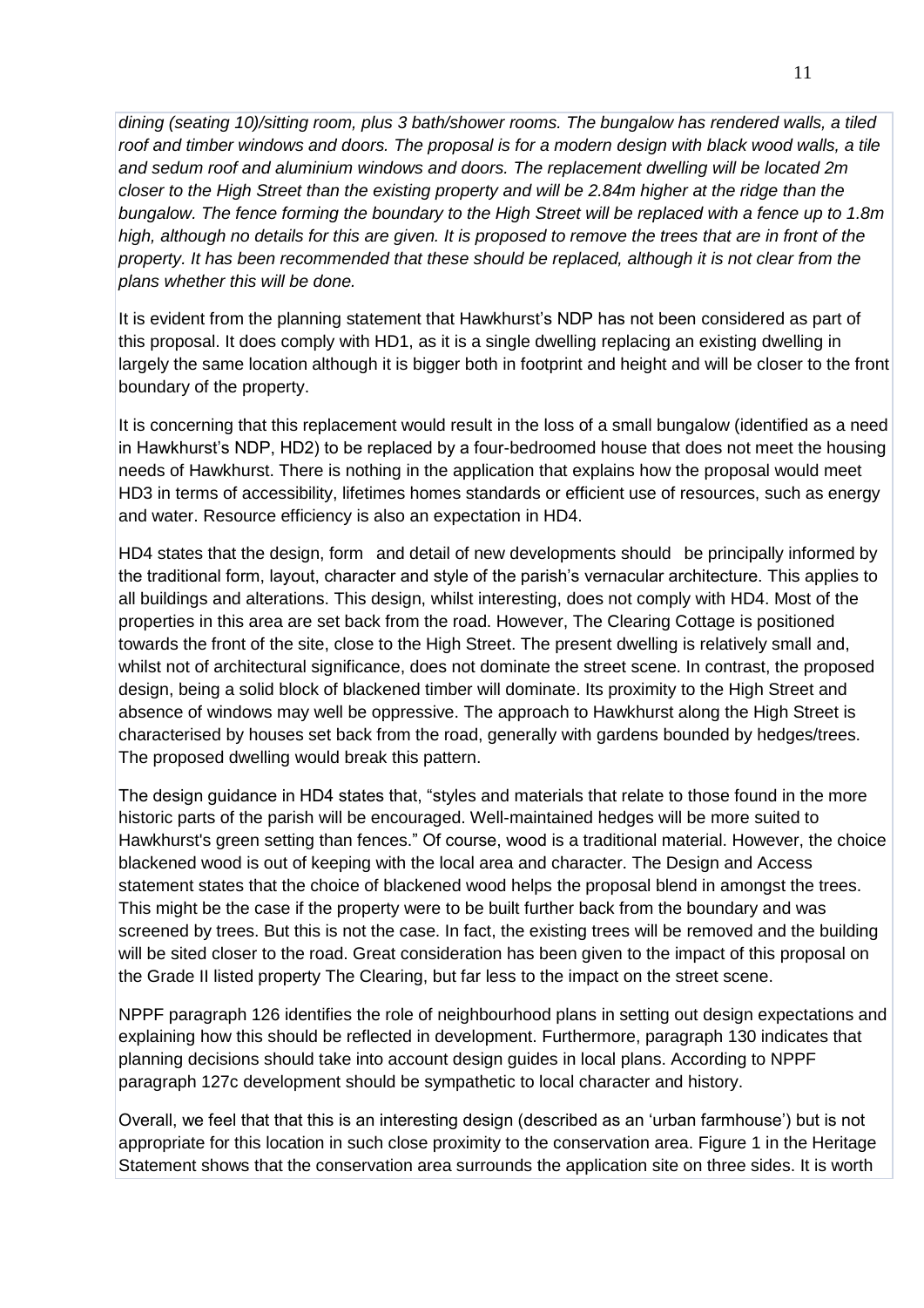*dining (seating 10)/sitting room, plus 3 bath/shower rooms. The bungalow has rendered walls, a tiled roof and timber windows and doors. The proposal is for a modern design with black wood walls, a tile and sedum roof and aluminium windows and doors. The replacement dwelling will be located 2m closer to the High Street than the existing property and will be 2.84m higher at the ridge than the bungalow. The fence forming the boundary to the High Street will be replaced with a fence up to 1.8m high, although no details for this are given. It is proposed to remove the trees that are in front of the property. It has been recommended that these should be replaced, although it is not clear from the plans whether this will be done.*

It is evident from the planning statement that Hawkhurst's NDP has not been considered as part of this proposal. It does comply with HD1, as it is a single dwelling replacing an existing dwelling in largely the same location although it is bigger both in footprint and height and will be closer to the front boundary of the property.

It is concerning that this replacement would result in the loss of a small bungalow (identified as a need in Hawkhurst's NDP, HD2) to be replaced by a four-bedroomed house that does not meet the housing needs of Hawkhurst. There is nothing in the application that explains how the proposal would meet HD3 in terms of accessibility, lifetimes homes standards or efficient use of resources, such as energy and water. Resource efficiency is also an expectation in HD4.

HD4 states that the design, form and detail of new developments should be principally informed by the traditional form, layout, character and style of the parish's vernacular architecture. This applies to all buildings and alterations. This design, whilst interesting, does not comply with HD4. Most of the properties in this area are set back from the road. However, The Clearing Cottage is positioned towards the front of the site, close to the High Street. The present dwelling is relatively small and, whilst not of architectural significance, does not dominate the street scene. In contrast, the proposed design, being a solid block of blackened timber will dominate. Its proximity to the High Street and absence of windows may well be oppressive. The approach to Hawkhurst along the High Street is characterised by houses set back from the road, generally with gardens bounded by hedges/trees. The proposed dwelling would break this pattern.

The design guidance in HD4 states that, "styles and materials that relate to those found in the more historic parts of the parish will be encouraged. Well-maintained hedges will be more suited to Hawkhurst's green setting than fences." Of course, wood is a traditional material. However, the choice blackened wood is out of keeping with the local area and character. The Design and Access statement states that the choice of blackened wood helps the proposal blend in amongst the trees. This might be the case if the property were to be built further back from the boundary and was screened by trees. But this is not the case. In fact, the existing trees will be removed and the building will be sited closer to the road. Great consideration has been given to the impact of this proposal on the Grade II listed property The Clearing, but far less to the impact on the street scene.

NPPF paragraph 126 identifies the role of neighbourhood plans in setting out design expectations and explaining how this should be reflected in development. Furthermore, paragraph 130 indicates that planning decisions should take into account design guides in local plans. According to NPPF paragraph 127c development should be sympathetic to local character and history.

Overall, we feel that that this is an interesting design (described as an 'urban farmhouse') but is not appropriate for this location in such close proximity to the conservation area. Figure 1 in the Heritage Statement shows that the conservation area surrounds the application site on three sides. It is worth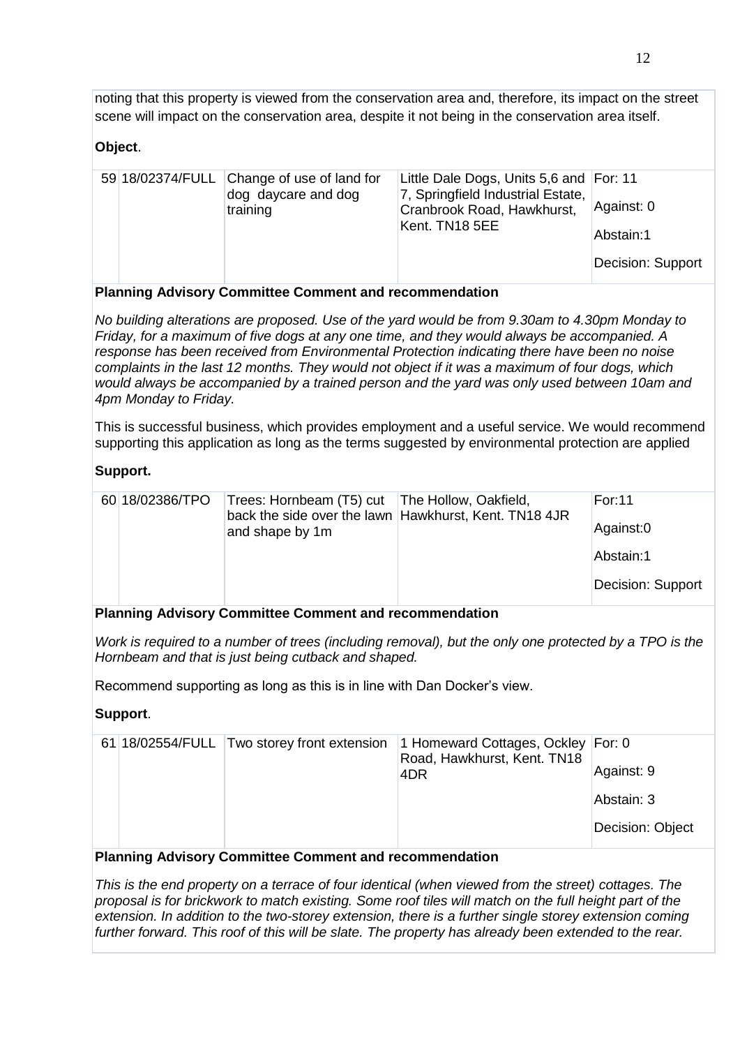noting that this property is viewed from the conservation area and, therefore, its impact on the street scene will impact on the conservation area, despite it not being in the conservation area itself.

**Object**.

| 59 | 18/02374/FULL | Change of use of land for dog daycare and dog training | Little Dale Dogs, Units 5,6 and 7, Springfield Industrial Estate, Cranbrook Road, Hawkhurst, Kent. TN18 5EE | For: 11<br>Against: 0<br>Abstain:1<br>Decision: Support |
|---|---|---|---|---|

**Planning Advisory Committee Comment and recommendation**

*No building alterations are proposed. Use of the yard would be from 9.30am to 4.30pm Monday to Friday, for a maximum of five dogs at any one time, and they would always be accompanied. A response has been received from Environmental Protection indicating there have been no noise complaints in the last 12 months. They would not object if it was a maximum of four dogs, which would always be accompanied by a trained person and the yard was only used between 10am and 4pm Monday to Friday.*

This is successful business, which provides employment and a useful service. We would recommend supporting this application as long as the terms suggested by environmental protection are applied

**Support.**

| 60 | 18/02386/TPO | Trees: Hornbeam (T5) cut back the side over the lawn and shape by 1m | The Hollow, Oakfield, Hawkhurst, Kent. TN18 4JR | For:11<br>Against:0<br>Abstain:1<br>Decision: Support |
|---|---|---|---|---|

**Planning Advisory Committee Comment and recommendation**

*Work is required to a number of trees (including removal), but the only one protected by a TPO is the Hornbeam and that is just being cutback and shaped.*

Recommend supporting as long as this is in line with Dan Docker's view.

**Support**.

| 61 | 18/02554/FULL | Two storey front extension | 1 Homeward Cottages, Ockley Road, Hawkhurst, Kent. TN18 4DR | For: 0<br>Against: 9<br>Abstain: 3<br>Decision: Object |
|---|---|---|---|---|

**Planning Advisory Committee Comment and recommendation**

*This is the end property on a terrace of four identical (when viewed from the street) cottages. The proposal is for brickwork to match existing. Some roof tiles will match on the full height part of the extension. In addition to the two-storey extension, there is a further single storey extension coming further forward. This roof of this will be slate. The property has already been extended to the rear.*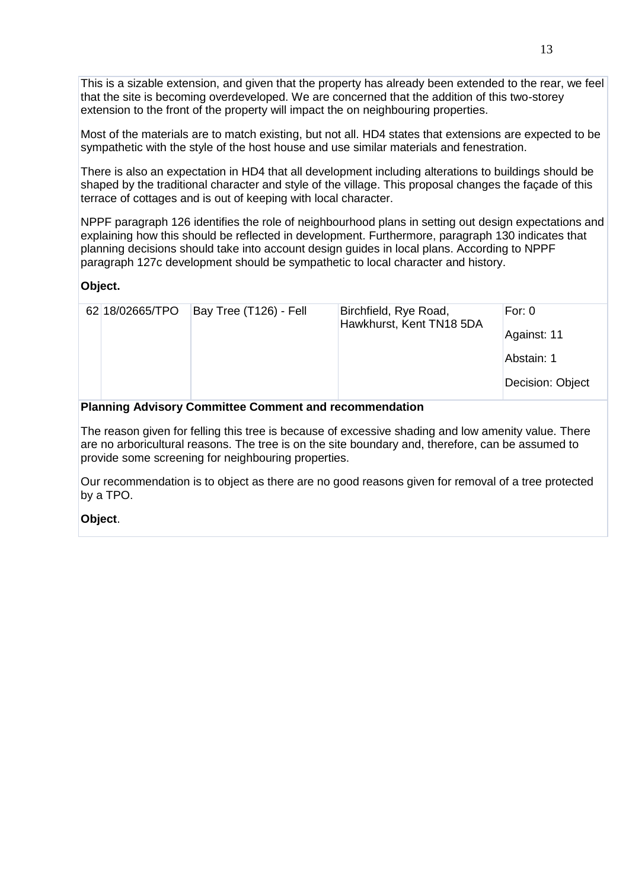This is a sizable extension, and given that the property has already been extended to the rear, we feel that the site is becoming overdeveloped. We are concerned that the addition of this two-storey extension to the front of the property will impact the on neighbouring properties.

Most of the materials are to match existing, but not all. HD4 states that extensions are expected to be sympathetic with the style of the host house and use similar materials and fenestration.

There is also an expectation in HD4 that all development including alterations to buildings should be shaped by the traditional character and style of the village. This proposal changes the façade of this terrace of cottages and is out of keeping with local character.

NPPF paragraph 126 identifies the role of neighbourhood plans in setting out design expectations and explaining how this should be reflected in development. Furthermore, paragraph 130 indicates that planning decisions should take into account design guides in local plans. According to NPPF paragraph 127c development should be sympathetic to local character and history.

**Object.**

| 62 | 18/02665/TPO | Bay Tree (T126) - Fell | Birchfield, Rye Road, Hawkhurst, Kent TN18 5DA | For: 0<br>Against: 11<br>Abstain: 1<br>Decision: Object |
|---|---|---|---|---|

**Planning Advisory Committee Comment and recommendation**

The reason given for felling this tree is because of excessive shading and low amenity value. There are no arboricultural reasons. The tree is on the site boundary and, therefore, can be assumed to provide some screening for neighbouring properties.

Our recommendation is to object as there are no good reasons given for removal of a tree protected by a TPO.

**Object**.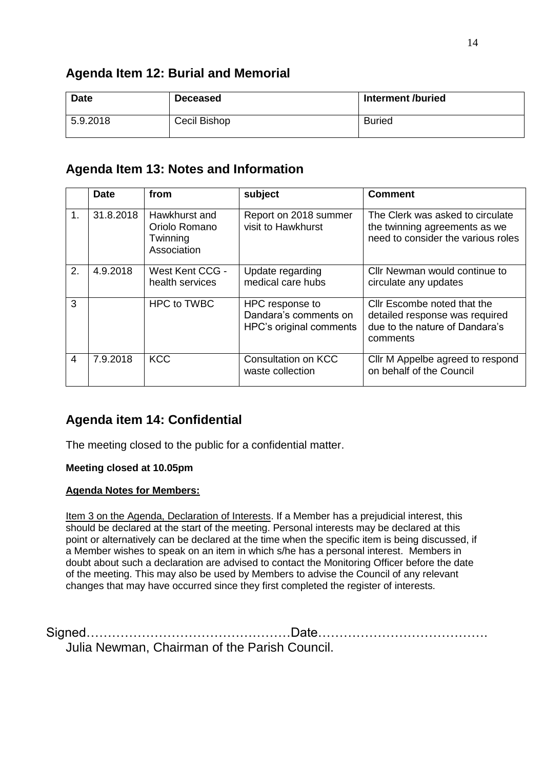## Agenda Item 12: Burial and Memorial

| Date | Deceased | Interment /buried |
| --- | --- | --- |
| 5.9.2018 | Cecil Bishop | Buried |

## Agenda Item 13: Notes and Information

| | Date | from | subject | Comment |
| --- | --- | --- | --- | --- |
| 1. | 31.8.2018 | Hawkhurst and Oriolo Romano Twinning Association | Report on 2018 summer visit to Hawkhurst | The Clerk was asked to circulate the twinning agreements as we need to consider the various roles |
| 2. | 4.9.2018 | West Kent CCG - health services | Update regarding medical care hubs | Cllr Newman would continue to circulate any updates |
| 3 | | HPC to TWBC | HPC response to Dandara's comments on HPC's original comments | Cllr Escombe noted that the detailed response was required due to the nature of Dandara's comments |
| 4 | 7.9.2018 | KCC | Consultation on KCC waste collection | Cllr M Appelbe agreed to respond on behalf of the Council |

## Agenda item 14: Confidential

The meeting closed to the public for a confidential matter.

**Meeting closed at 10.05pm**

**Agenda Notes for Members:**

Item 3 on the Agenda, Declaration of Interests. If a Member has a prejudicial interest, this should be declared at the start of the meeting. Personal interests may be declared at this point or alternatively can be declared at the time when the specific item is being discussed, if a Member wishes to speak on an item in which s/he has a personal interest. Members in doubt about such a declaration are advised to contact the Monitoring Officer before the date of the meeting. This may also be used by Members to advise the Council of any relevant changes that may have occurred since they first completed the register of interests.

Signed…………………………………………Date………………………………….
Julia Newman, Chairman of the Parish Council.